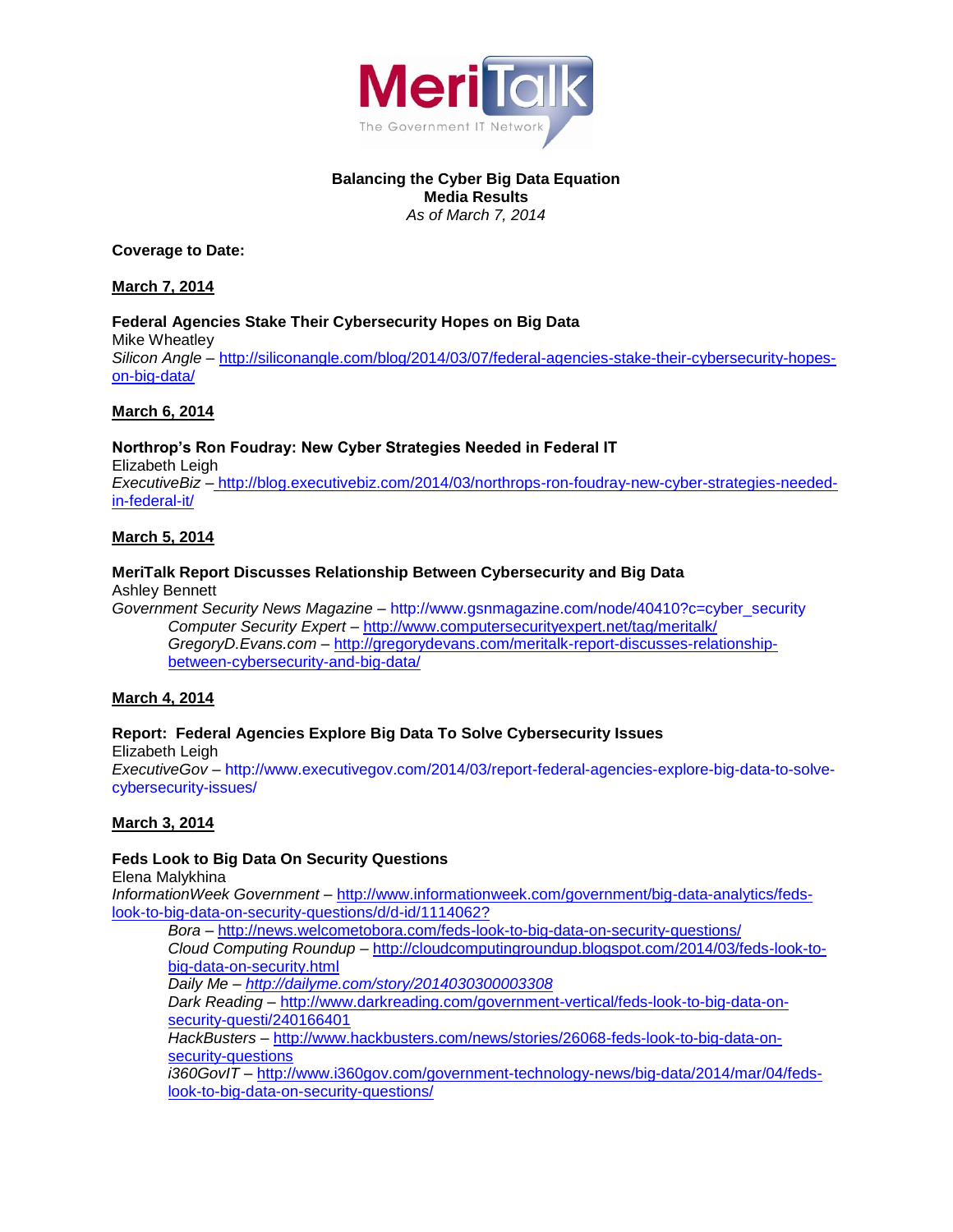MeriTalk
The Government IT Network

**Balancing the Cyber Big Data Equation**
**Media Results**
*As of March 7, 2014*

**Coverage to Date:**

**March 7, 2014**

**Federal Agencies Stake Their Cybersecurity Hopes on Big Data**
Mike Wheatley
*Silicon Angle* – http://siliconangle.com/blog/2014/03/07/federal-agencies-stake-their-cybersecurity-hopes-on-big-data/

**March 6, 2014**

**Northrop's Ron Foudray: New Cyber Strategies Needed in Federal IT**
Elizabeth Leigh
*ExecutiveBiz* – http://blog.executivebiz.com/2014/03/northrops-ron-foudray-new-cyber-strategies-needed-in-federal-it/

**March 5, 2014**

**MeriTalk Report Discusses Relationship Between Cybersecurity and Big Data**
Ashley Bennett
*Government Security News Magazine* – http://www.gsnmagazine.com/node/40410?c=cyber_security
- *Computer Security Expert* – http://www.computersecurityexpert.net/tag/meritalk/
- *GregoryD.Evans.com* – http://gregorydevans.com/meritalk-report-discusses-relationship-between-cybersecurity-and-big-data/

**March 4, 2014**

**Report: Federal Agencies Explore Big Data To Solve Cybersecurity Issues**
Elizabeth Leigh
*ExecutiveGov* – http://www.executivegov.com/2014/03/report-federal-agencies-explore-big-data-to-solve-cybersecurity-issues/

**March 3, 2014**

**Feds Look to Big Data On Security Questions**
Elena Malykhina
*InformationWeek Government* – http://www.informationweek.com/government/big-data-analytics/feds-look-to-big-data-on-security-questions/d/d-id/1114062?
- *Bora* – http://news.welcometobora.com/feds-look-to-big-data-on-security-questions/
- *Cloud Computing Roundup* – http://cloudcomputingroundup.blogspot.com/2014/03/feds-look-to-big-data-on-security.html
- *Daily Me* – *http://dailyme.com/story/2014030300003308*
- *Dark Reading* – http://www.darkreading.com/government-vertical/feds-look-to-big-data-on-security-questi/240166401
- *HackBusters* – http://www.hackbusters.com/news/stories/26068-feds-look-to-big-data-on-security-questions
- *i360GovIT* – http://www.i360gov.com/government-technology-news/big-data/2014/mar/04/feds-look-to-big-data-on-security-questions/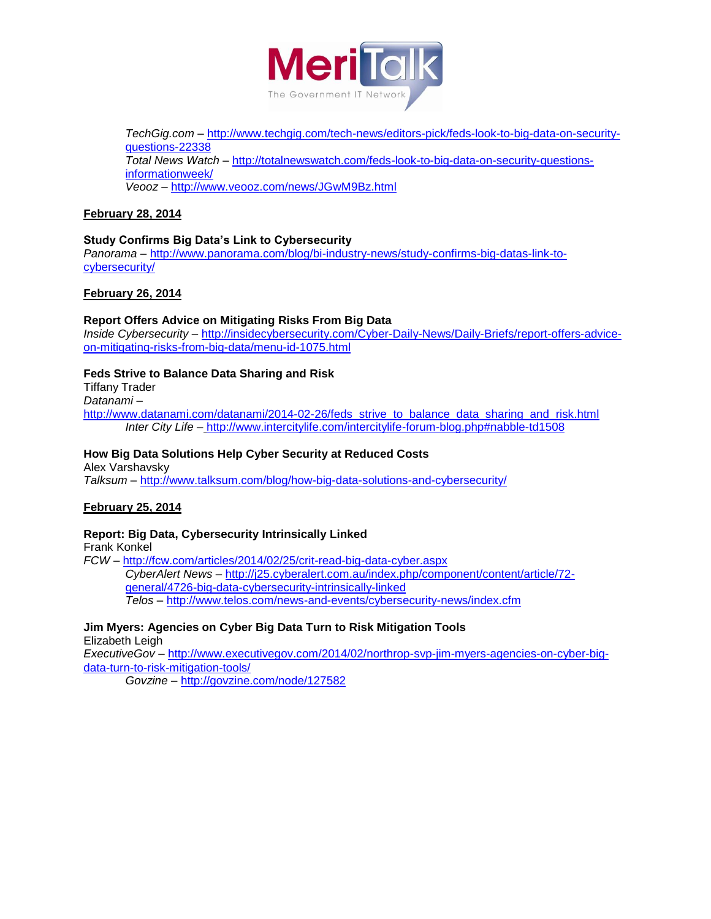*TechGig.com* – http://www.techgig.com/tech-news/editors-pick/feds-look-to-big-data-on-security-questions-22338
*Total News Watch* – http://totalnewswatch.com/feds-look-to-big-data-on-security-questions-informationweek/
*Veooz* – http://www.veooz.com/news/JGwM9Bz.html

**February 28, 2014**

**Study Confirms Big Data's Link to Cybersecurity**
*Panorama* – http://www.panorama.com/blog/bi-industry-news/study-confirms-big-datas-link-to-cybersecurity/

**February 26, 2014**

**Report Offers Advice on Mitigating Risks From Big Data**
*Inside Cybersecurity* – http://insidecybersecurity.com/Cyber-Daily-News/Daily-Briefs/report-offers-advice-on-mitigating-risks-from-big-data/menu-id-1075.html

**Feds Strive to Balance Data Sharing and Risk**
Tiffany Trader
*Datanami* –
http://www.datanami.com/datanami/2014-02-26/feds_strive_to_balance_data_sharing_and_risk.html
*Inter City Life* – http://www.intercitylife.com/intercitylife-forum-blog.php#nabble-td1508

**How Big Data Solutions Help Cyber Security at Reduced Costs**
Alex Varshavsky
*Talksum* – http://www.talksum.com/blog/how-big-data-solutions-and-cybersecurity/

**February 25, 2014**

**Report: Big Data, Cybersecurity Intrinsically Linked**
Frank Konkel
*FCW* – http://fcw.com/articles/2014/02/25/crit-read-big-data-cyber.aspx
*CyberAlert News* – http://j25.cyberalert.com.au/index.php/component/content/article/72-general/4726-big-data-cybersecurity-intrinsically-linked
*Telos* – http://www.telos.com/news-and-events/cybersecurity-news/index.cfm

**Jim Myers: Agencies on Cyber Big Data Turn to Risk Mitigation Tools**
Elizabeth Leigh
*ExecutiveGov* – http://www.executivegov.com/2014/02/northrop-svp-jim-myers-agencies-on-cyber-big-data-turn-to-risk-mitigation-tools/
*Govzine* – http://govzine.com/node/127582